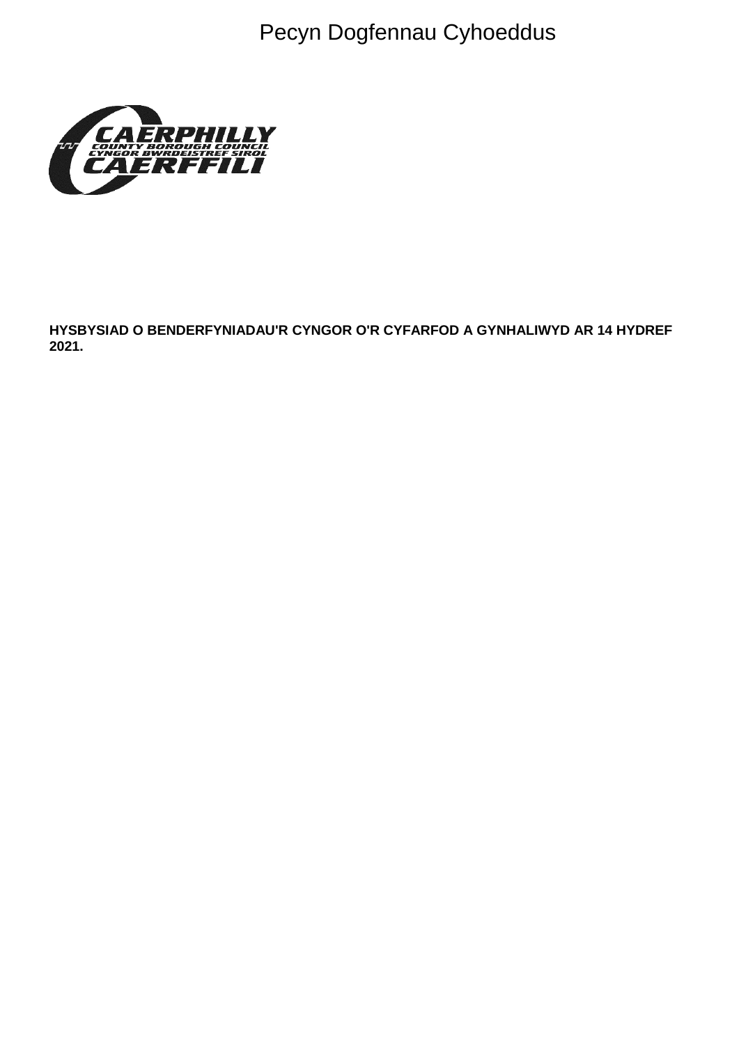Pecyn Dogfennau Cyhoeddus

**HYSBYSIAD O BENDERFYNIADAU'R CYNGOR O'R CYFARFOD A GYNHALIWYD AR 14 HYDREF 2021.**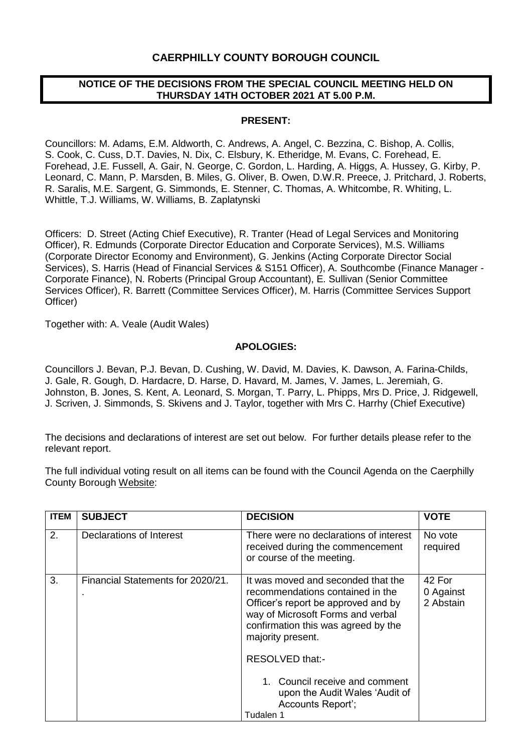# CAERPHILLY COUNTY BOROUGH COUNCIL

## NOTICE OF THE DECISIONS FROM THE SPECIAL COUNCIL MEETING HELD ON THURSDAY 14TH OCTOBER 2021 AT 5.00 P.M.

### PRESENT:

Councillors: M. Adams, E.M. Aldworth, C. Andrews, A. Angel, C. Bezzina, C. Bishop, A. Collis, S. Cook, C. Cuss, D.T. Davies, N. Dix, C. Elsbury, K. Etheridge, M. Evans, C. Forehead, E. Forehead, J.E. Fussell, A. Gair, N. George, C. Gordon, L. Harding, A. Higgs, A. Hussey, G. Kirby, P. Leonard, C. Mann, P. Marsden, B. Miles, G. Oliver, B. Owen, D.W.R. Preece, J. Pritchard, J. Roberts, R. Saralis, M.E. Sargent, G. Simmonds, E. Stenner, C. Thomas, A. Whitcombe, R. Whiting, L. Whittle, T.J. Williams, W. Williams, B. Zaplatynski

Officers: D. Street (Acting Chief Executive), R. Tranter (Head of Legal Services and Monitoring Officer), R. Edmunds (Corporate Director Education and Corporate Services), M.S. Williams (Corporate Director Economy and Environment), G. Jenkins (Acting Corporate Director Social Services), S. Harris (Head of Financial Services & S151 Officer), A. Southcombe (Finance Manager - Corporate Finance), N. Roberts (Principal Group Accountant), E. Sullivan (Senior Committee Services Officer), R. Barrett (Committee Services Officer), M. Harris (Committee Services Support Officer)

Together with: A. Veale (Audit Wales)

### APOLOGIES:

Councillors J. Bevan, P.J. Bevan, D. Cushing, W. David, M. Davies, K. Dawson, A. Farina-Childs, J. Gale, R. Gough, D. Hardacre, D. Harse, D. Havard, M. James, V. James, L. Jeremiah, G. Johnston, B. Jones, S. Kent, A. Leonard, S. Morgan, T. Parry, L. Phipps, Mrs D. Price, J. Ridgewell, J. Scriven, J. Simmonds, S. Skivens and J. Taylor, together with Mrs C. Harrhy (Chief Executive)

The decisions and declarations of interest are set out below. For further details please refer to the relevant report.

The full individual voting result on all items can be found with the Council Agenda on the Caerphilly County Borough Website:

| ITEM | SUBJECT | DECISION | VOTE |
|---|---|---|---|
| 2. | Declarations of Interest | There were no declarations of interest received during the commencement or course of the meeting. | No vote required |
| 3. | Financial Statements for 2020/21. . | It was moved and seconded that the recommendations contained in the Officer's report be approved and by way of Microsoft Forms and verbal confirmation this was agreed by the majority present.<br><br>RESOLVED that:-<br><br>1. Council receive and comment upon the Audit Wales 'Audit of Accounts Report'; | 42 For<br>0 Against<br>2 Abstain |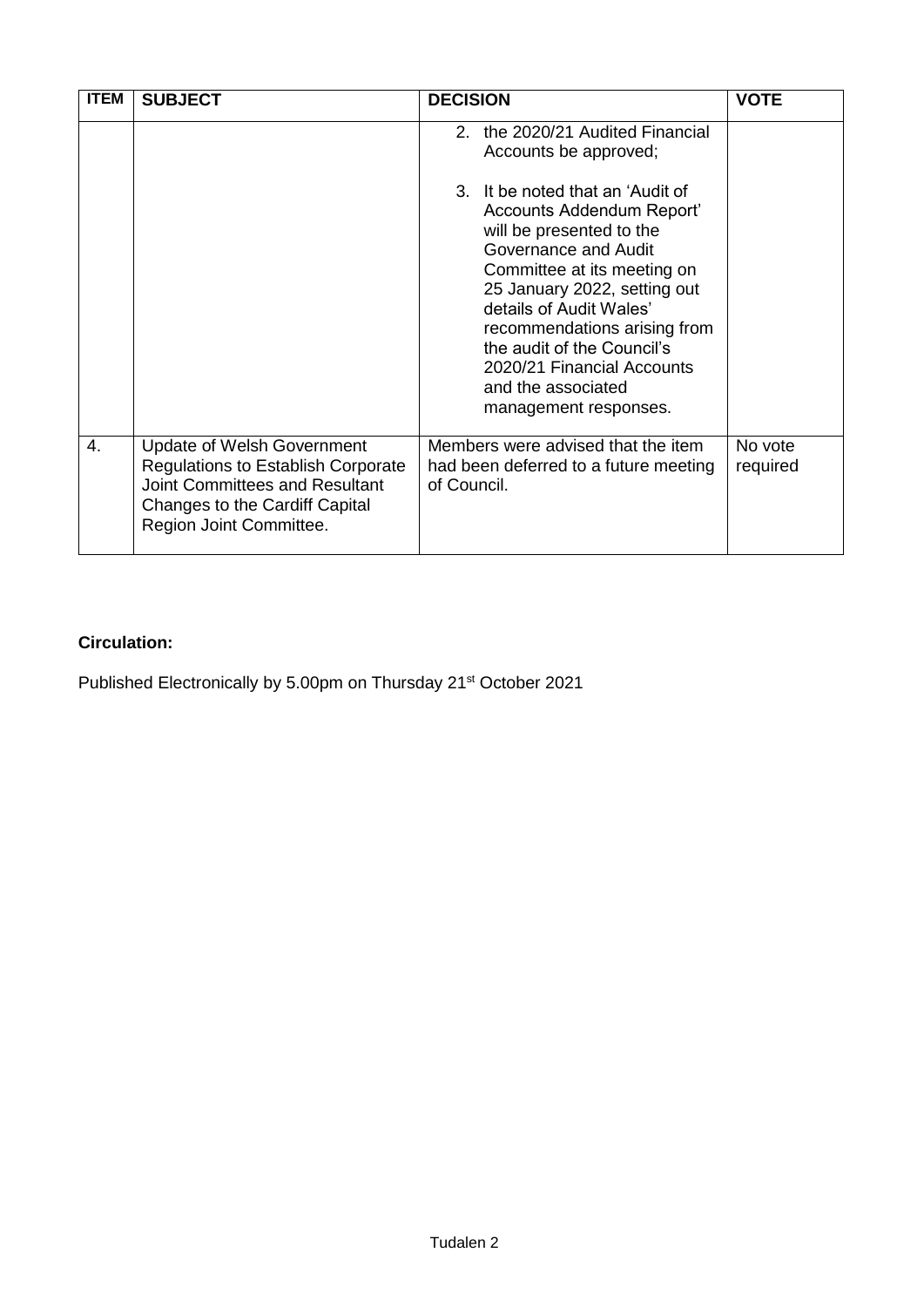| ITEM | SUBJECT | DECISION | VOTE |
|---|---|---|---|
| | | 2. the 2020/21 Audited Financial Accounts be approved;<br><br>3. It be noted that an 'Audit of Accounts Addendum Report' will be presented to the Governance and Audit Committee at its meeting on 25 January 2022, setting out details of Audit Wales' recommendations arising from the audit of the Council's 2020/21 Financial Accounts and the associated management responses. | |
| 4. | Update of Welsh Government Regulations to Establish Corporate Joint Committees and Resultant Changes to the Cardiff Capital Region Joint Committee. | Members were advised that the item had been deferred to a future meeting of Council. | No vote required |

**Circulation:**

Published Electronically by 5.00pm on Thursday 21st October 2021